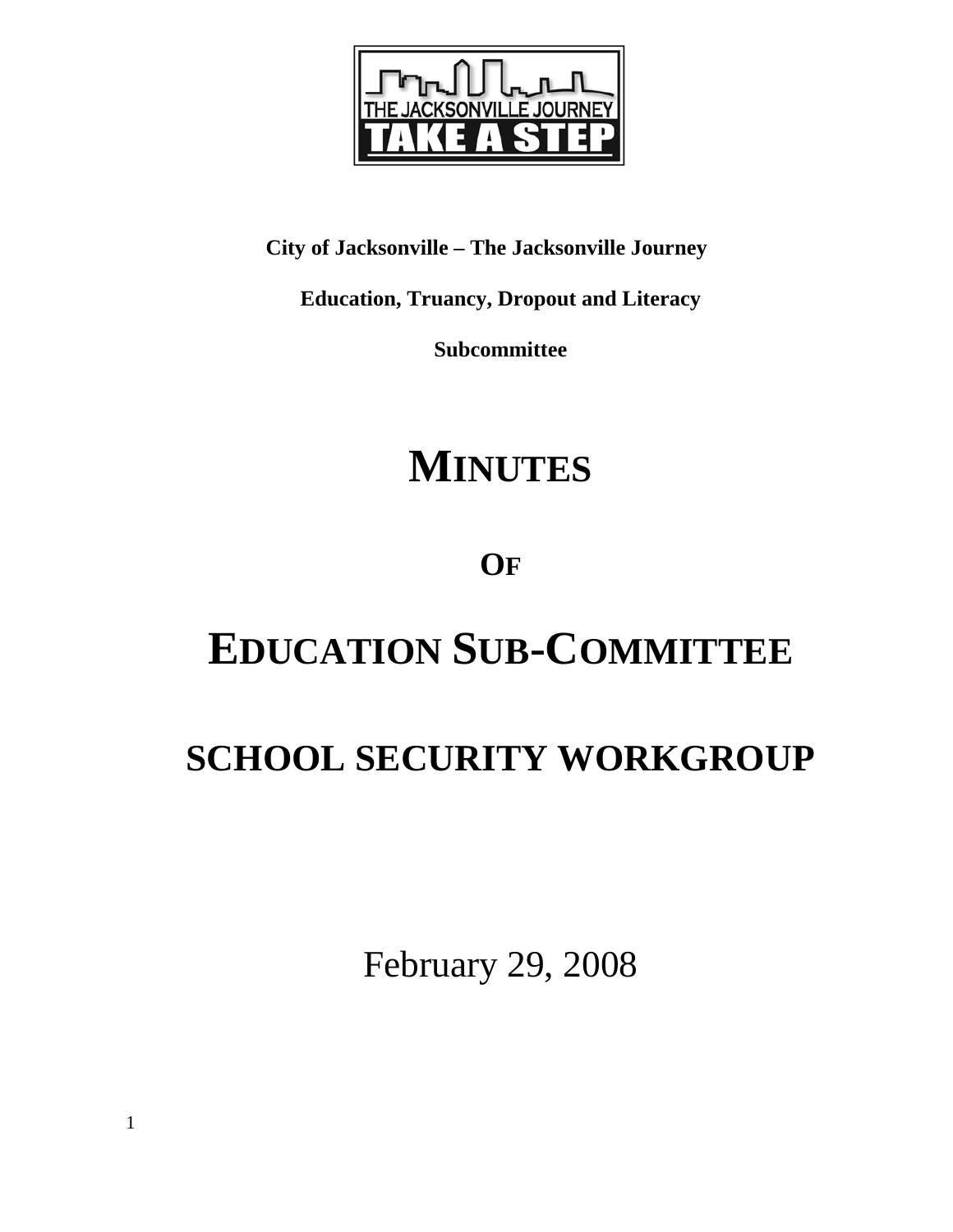**City of Jacksonville – The Jacksonville Journey**

**Education, Truancy, Dropout and Literacy**

**Subcommittee**

# MINUTES

## OF

# EDUCATION SUB-COMMITTEE

## SCHOOL SECURITY WORKGROUP

February 29, 2008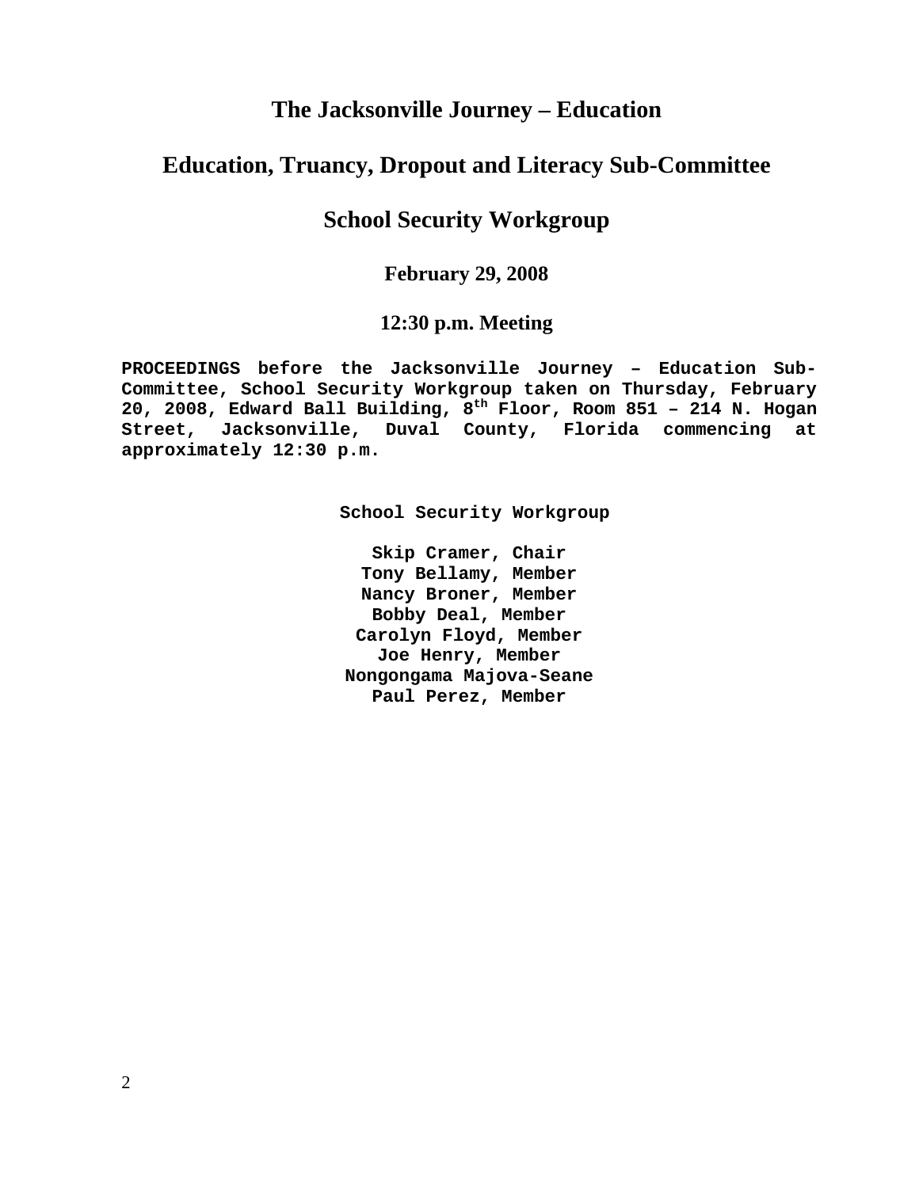# The Jacksonville Journey – Education

## Education, Truancy, Dropout and Literacy Sub-Committee

## School Security Workgroup

### February 29, 2008

### 12:30 p.m. Meeting

**PROCEEDINGS before the Jacksonville Journey – Education Sub-Committee, School Security Workgroup taken on Thursday, February 20, 2008, Edward Ball Building, 8th Floor, Room 851 – 214 N. Hogan Street, Jacksonville, Duval County, Florida commencing at approximately 12:30 p.m.**

**School Security Workgroup**

**Skip Cramer, Chair**
**Tony Bellamy, Member**
**Nancy Broner, Member**
**Bobby Deal, Member**
**Carolyn Floyd, Member**
**Joe Henry, Member**
**Nongongama Majova-Seane**
**Paul Perez, Member**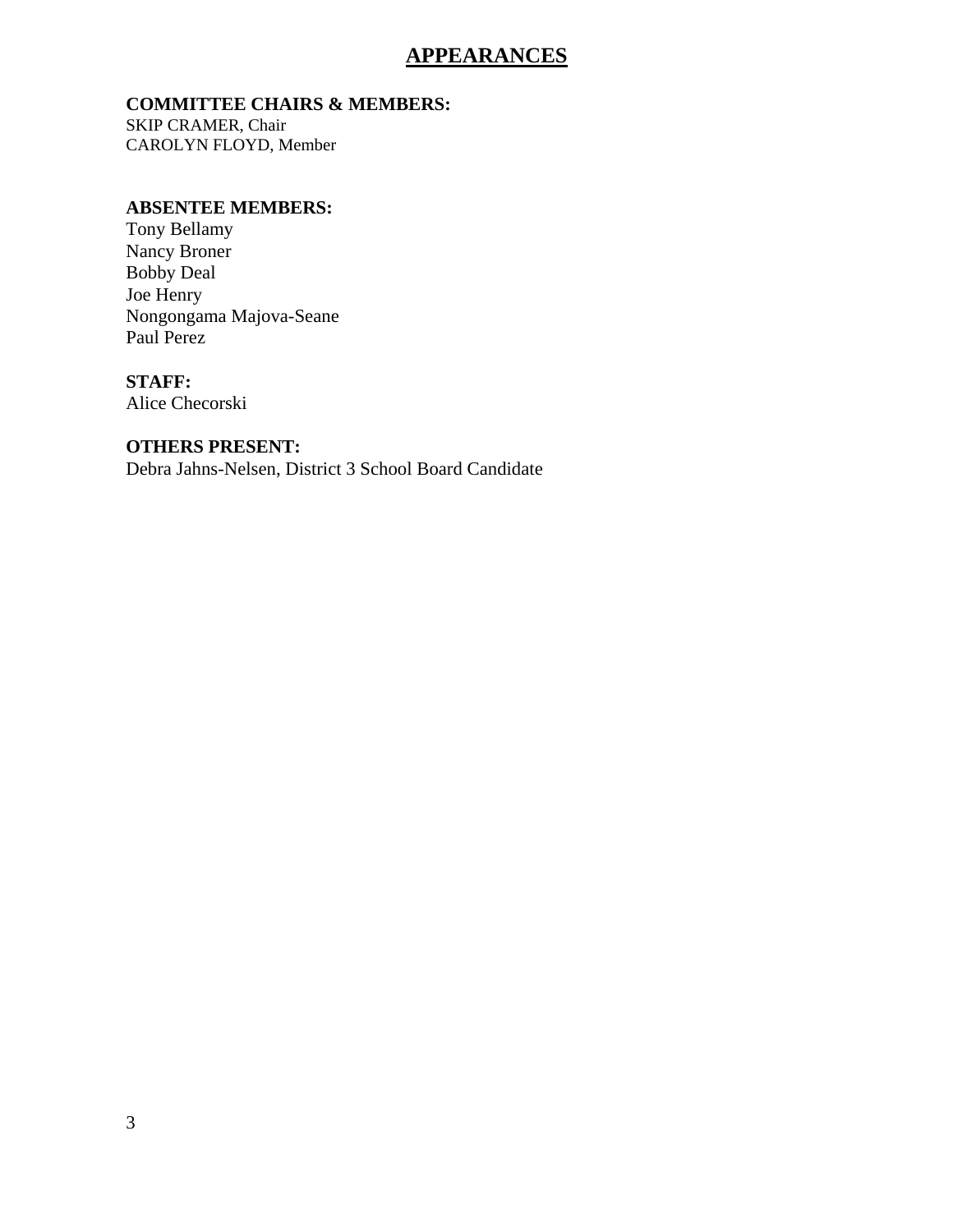# APPEARANCES

**COMMITTEE CHAIRS & MEMBERS:**
SKIP CRAMER, Chair
CAROLYN FLOYD, Member

**ABSENTEE MEMBERS:**
Tony Bellamy
Nancy Broner
Bobby Deal
Joe Henry
Nongongama Majova-Seane
Paul Perez

**STAFF:**
Alice Checorski

**OTHERS PRESENT:**
Debra Jahns-Nelsen, District 3 School Board Candidate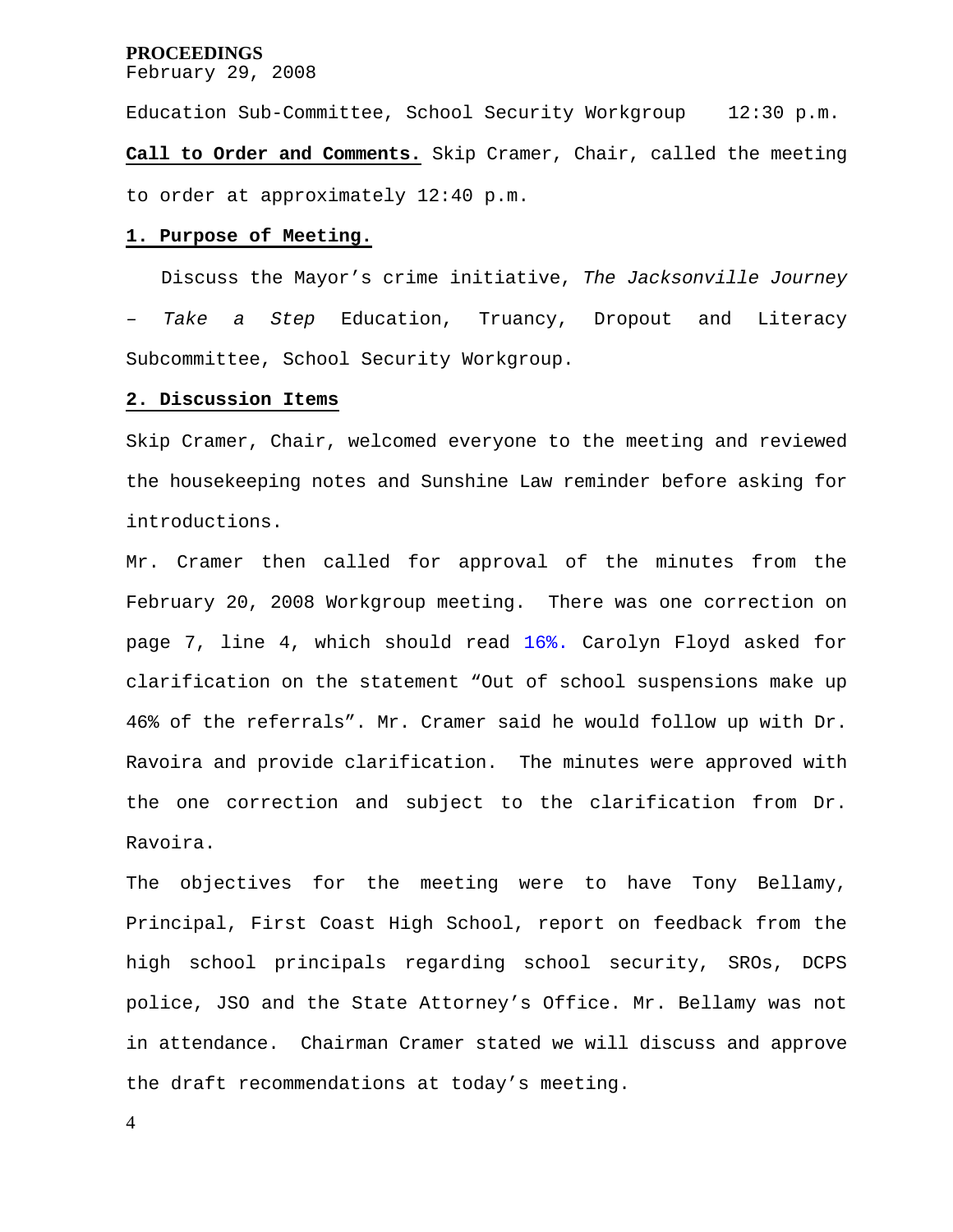**PROCEEDINGS**
February 29, 2008

Education Sub-Committee, School Security Workgroup 12:30 p.m.

**Call to Order and Comments.** Skip Cramer, Chair, called the meeting to order at approximately 12:40 p.m.

**1. Purpose of Meeting.**

Discuss the Mayor’s crime initiative, *The Jacksonville Journey – Take a Step* Education, Truancy, Dropout and Literacy Subcommittee, School Security Workgroup.

**2. Discussion Items**

Skip Cramer, Chair, welcomed everyone to the meeting and reviewed the housekeeping notes and Sunshine Law reminder before asking for introductions.

Mr. Cramer then called for approval of the minutes from the February 20, 2008 Workgroup meeting. There was one correction on page 7, line 4, which should read 16%. Carolyn Floyd asked for clarification on the statement “Out of school suspensions make up 46% of the referrals”. Mr. Cramer said he would follow up with Dr. Ravoira and provide clarification. The minutes were approved with the one correction and subject to the clarification from Dr. Ravoira.

The objectives for the meeting were to have Tony Bellamy, Principal, First Coast High School, report on feedback from the high school principals regarding school security, SROs, DCPS police, JSO and the State Attorney’s Office. Mr. Bellamy was not in attendance. Chairman Cramer stated we will discuss and approve the draft recommendations at today’s meeting.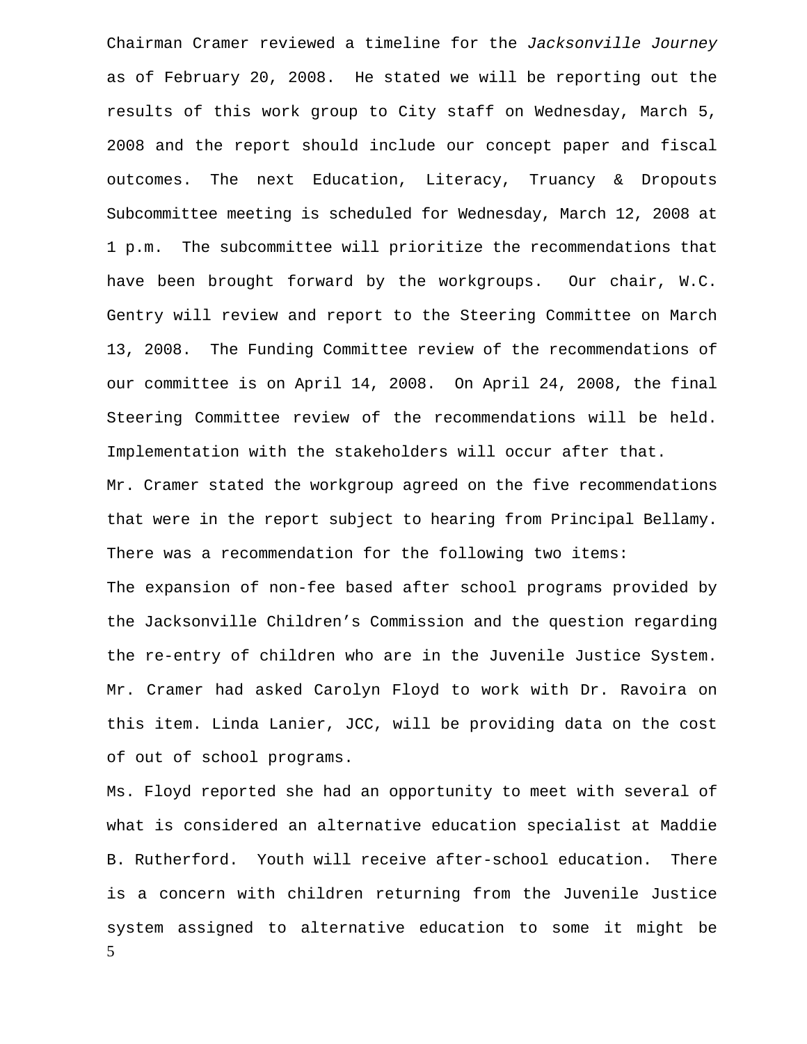Chairman Cramer reviewed a timeline for the *Jacksonville Journey* as of February 20, 2008. He stated we will be reporting out the results of this work group to City staff on Wednesday, March 5, 2008 and the report should include our concept paper and fiscal outcomes. The next Education, Literacy, Truancy & Dropouts Subcommittee meeting is scheduled for Wednesday, March 12, 2008 at 1 p.m. The subcommittee will prioritize the recommendations that have been brought forward by the workgroups. Our chair, W.C. Gentry will review and report to the Steering Committee on March 13, 2008. The Funding Committee review of the recommendations of our committee is on April 14, 2008. On April 24, 2008, the final Steering Committee review of the recommendations will be held. Implementation with the stakeholders will occur after that.

Mr. Cramer stated the workgroup agreed on the five recommendations that were in the report subject to hearing from Principal Bellamy. There was a recommendation for the following two items:

The expansion of non-fee based after school programs provided by the Jacksonville Children's Commission and the question regarding the re-entry of children who are in the Juvenile Justice System. Mr. Cramer had asked Carolyn Floyd to work with Dr. Ravoira on this item. Linda Lanier, JCC, will be providing data on the cost of out of school programs.

Ms. Floyd reported she had an opportunity to meet with several of what is considered an alternative education specialist at Maddie B. Rutherford. Youth will receive after-school education. There is a concern with children returning from the Juvenile Justice system assigned to alternative education to some it might be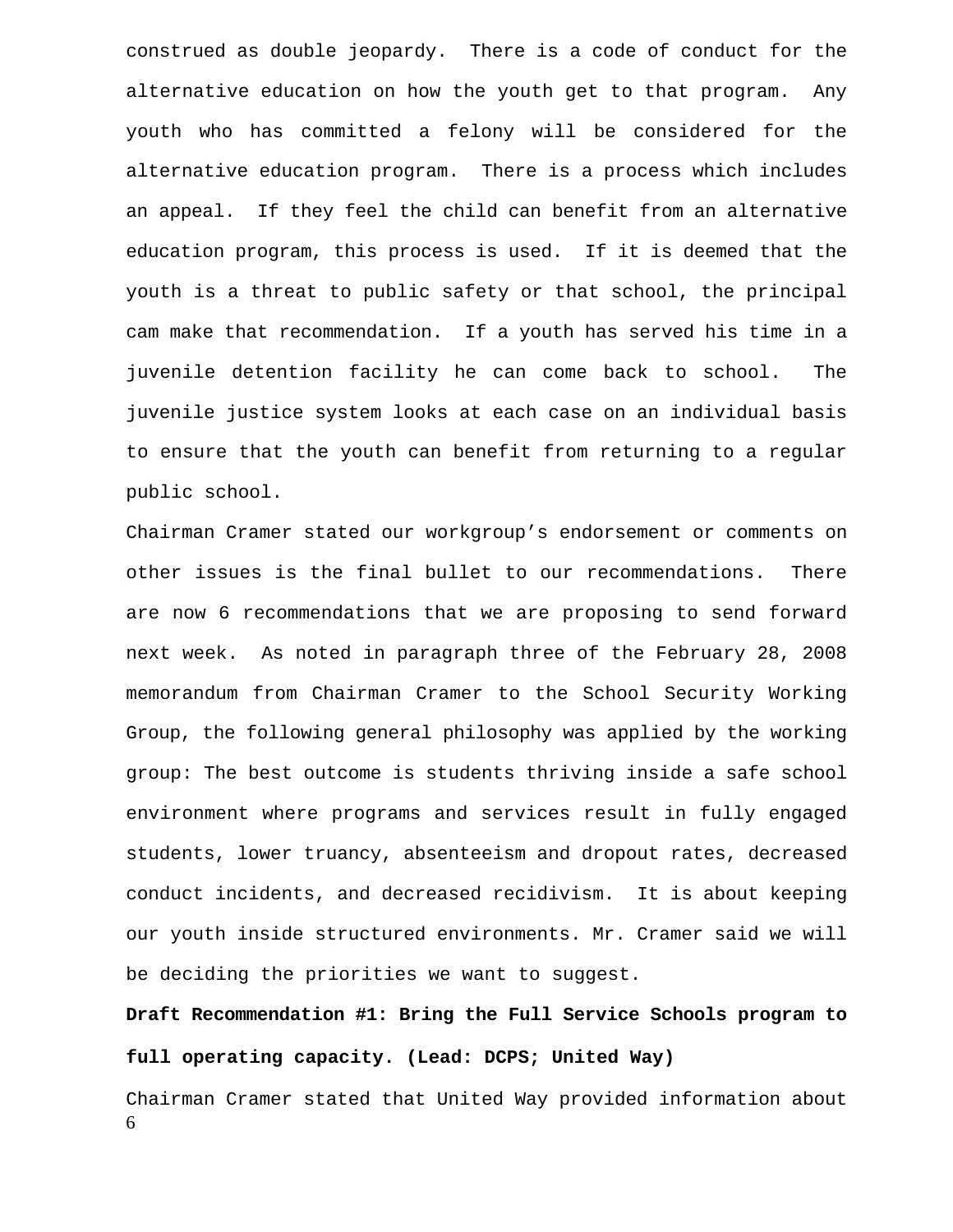construed as double jeopardy. There is a code of conduct for the alternative education on how the youth get to that program. Any youth who has committed a felony will be considered for the alternative education program. There is a process which includes an appeal. If they feel the child can benefit from an alternative education program, this process is used. If it is deemed that the youth is a threat to public safety or that school, the principal cam make that recommendation. If a youth has served his time in a juvenile detention facility he can come back to school. The juvenile justice system looks at each case on an individual basis to ensure that the youth can benefit from returning to a regular public school.

Chairman Cramer stated our workgroup's endorsement or comments on other issues is the final bullet to our recommendations. There are now 6 recommendations that we are proposing to send forward next week. As noted in paragraph three of the February 28, 2008 memorandum from Chairman Cramer to the School Security Working Group, the following general philosophy was applied by the working group: The best outcome is students thriving inside a safe school environment where programs and services result in fully engaged students, lower truancy, absenteeism and dropout rates, decreased conduct incidents, and decreased recidivism. It is about keeping our youth inside structured environments. Mr. Cramer said we will be deciding the priorities we want to suggest.

**Draft Recommendation #1: Bring the Full Service Schools program to full operating capacity. (Lead: DCPS; United Way)**

Chairman Cramer stated that United Way provided information about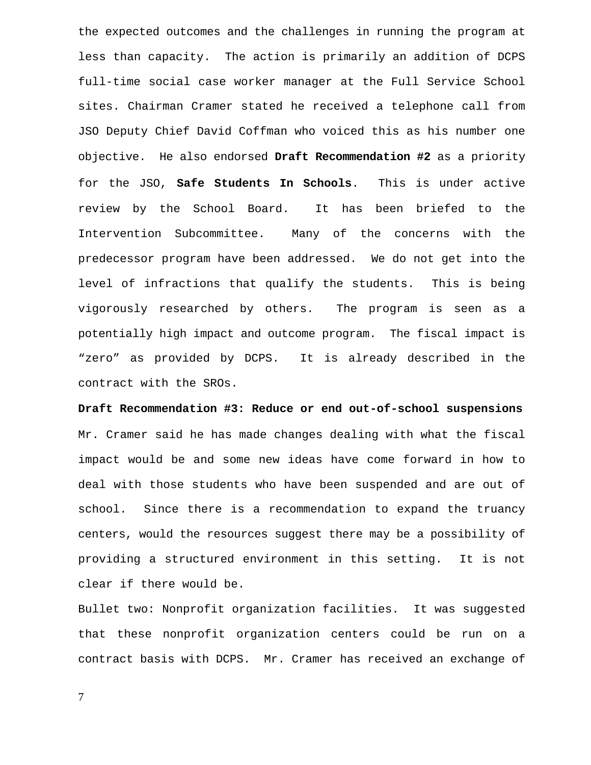the expected outcomes and the challenges in running the program at less than capacity. The action is primarily an addition of DCPS full-time social case worker manager at the Full Service School sites. Chairman Cramer stated he received a telephone call from JSO Deputy Chief David Coffman who voiced this as his number one objective. He also endorsed **Draft Recommendation #2** as a priority for the JSO, **Safe Students In Schools**. This is under active review by the School Board. It has been briefed to the Intervention Subcommittee. Many of the concerns with the predecessor program have been addressed. We do not get into the level of infractions that qualify the students. This is being vigorously researched by others. The program is seen as a potentially high impact and outcome program. The fiscal impact is "zero" as provided by DCPS. It is already described in the contract with the SROs.

**Draft Recommendation #3: Reduce or end out-of-school suspensions**

Mr. Cramer said he has made changes dealing with what the fiscal impact would be and some new ideas have come forward in how to deal with those students who have been suspended and are out of school. Since there is a recommendation to expand the truancy centers, would the resources suggest there may be a possibility of providing a structured environment in this setting. It is not clear if there would be.

Bullet two: Nonprofit organization facilities. It was suggested that these nonprofit organization centers could be run on a contract basis with DCPS. Mr. Cramer has received an exchange of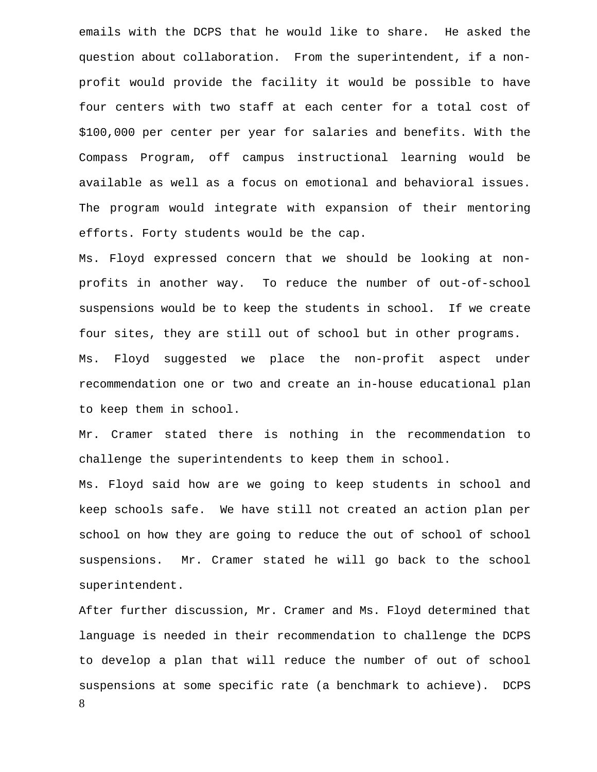emails with the DCPS that he would like to share. He asked the question about collaboration. From the superintendent, if a non-profit would provide the facility it would be possible to have four centers with two staff at each center for a total cost of $100,000 per center per year for salaries and benefits. With the Compass Program, off campus instructional learning would be available as well as a focus on emotional and behavioral issues. The program would integrate with expansion of their mentoring efforts. Forty students would be the cap.

Ms. Floyd expressed concern that we should be looking at non-profits in another way. To reduce the number of out-of-school suspensions would be to keep the students in school. If we create four sites, they are still out of school but in other programs.

Ms. Floyd suggested we place the non-profit aspect under recommendation one or two and create an in-house educational plan to keep them in school.

Mr. Cramer stated there is nothing in the recommendation to challenge the superintendents to keep them in school.

Ms. Floyd said how are we going to keep students in school and keep schools safe. We have still not created an action plan per school on how they are going to reduce the out of school of school suspensions. Mr. Cramer stated he will go back to the school superintendent.

After further discussion, Mr. Cramer and Ms. Floyd determined that language is needed in their recommendation to challenge the DCPS to develop a plan that will reduce the number of out of school suspensions at some specific rate (a benchmark to achieve). DCPS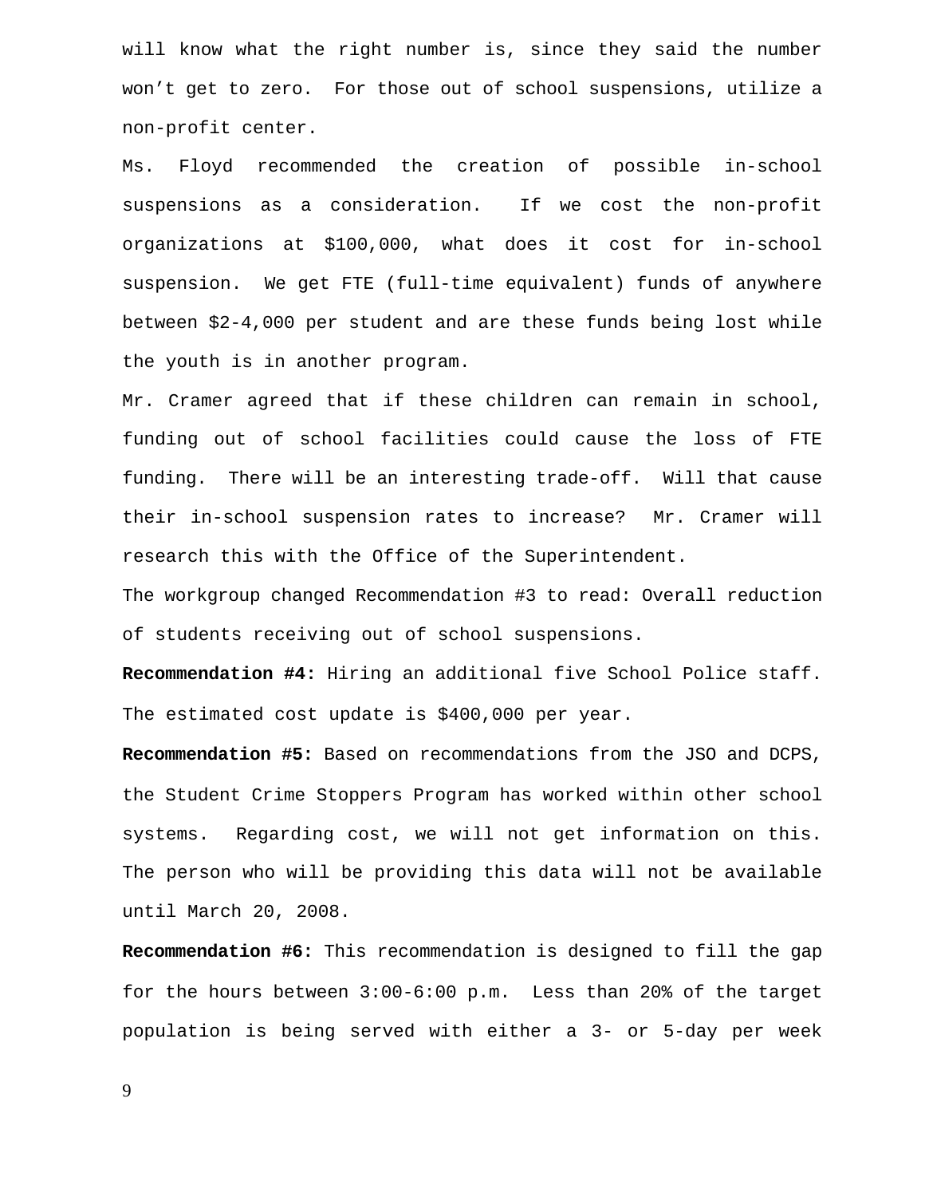will know what the right number is, since they said the number won't get to zero. For those out of school suspensions, utilize a non-profit center.

Ms. Floyd recommended the creation of possible in-school suspensions as a consideration. If we cost the non-profit organizations at $100,000, what does it cost for in-school suspension. We get FTE (full-time equivalent) funds of anywhere between $2-4,000 per student and are these funds being lost while the youth is in another program.

Mr. Cramer agreed that if these children can remain in school, funding out of school facilities could cause the loss of FTE funding. There will be an interesting trade-off. Will that cause their in-school suspension rates to increase? Mr. Cramer will research this with the Office of the Superintendent.

The workgroup changed Recommendation #3 to read: Overall reduction of students receiving out of school suspensions.

**Recommendation #4:** Hiring an additional five School Police staff. The estimated cost update is $400,000 per year.

**Recommendation #5:** Based on recommendations from the JSO and DCPS, the Student Crime Stoppers Program has worked within other school systems. Regarding cost, we will not get information on this. The person who will be providing this data will not be available until March 20, 2008.

**Recommendation #6:** This recommendation is designed to fill the gap for the hours between 3:00-6:00 p.m. Less than 20% of the target population is being served with either a 3- or 5-day per week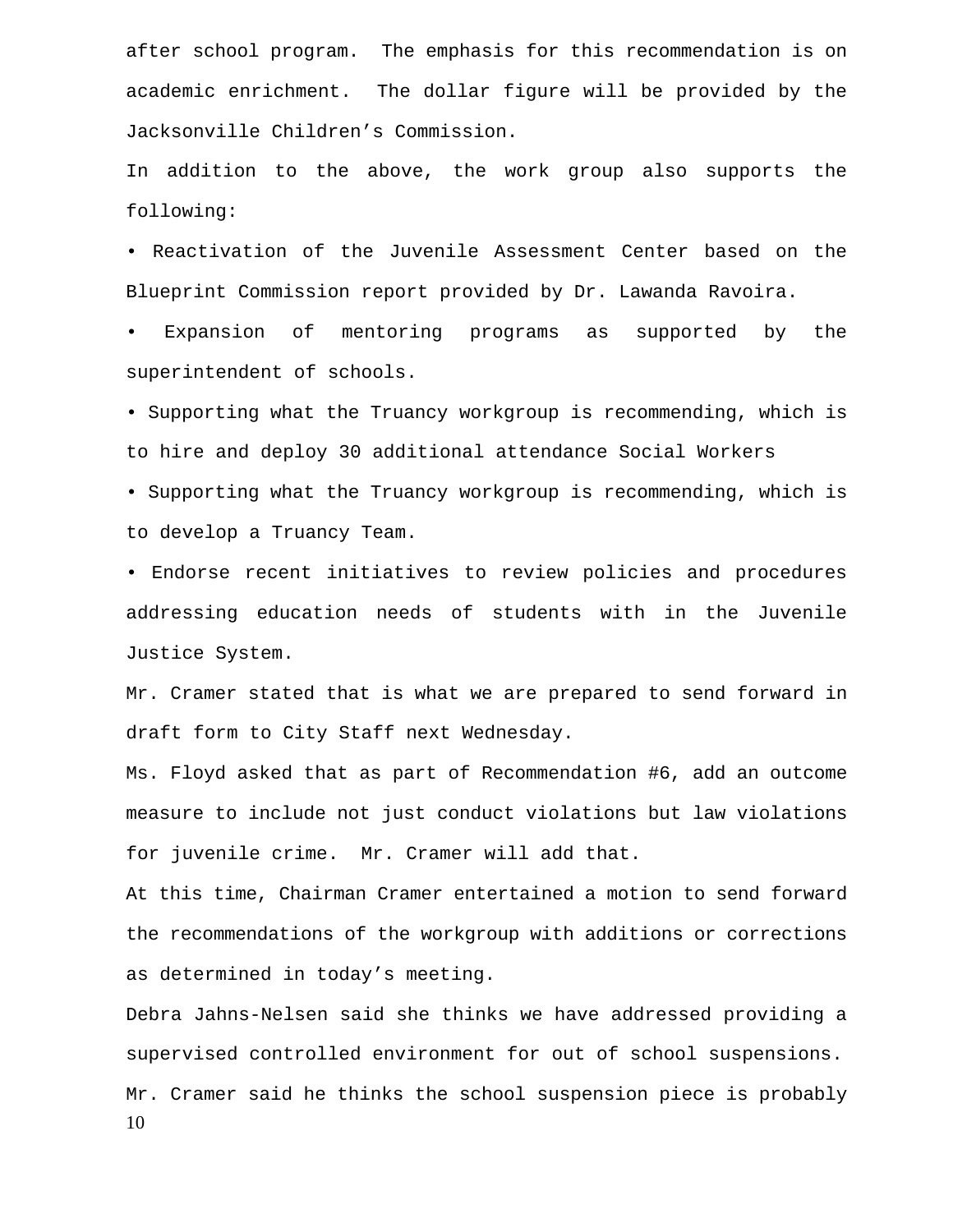after school program. The emphasis for this recommendation is on academic enrichment. The dollar figure will be provided by the Jacksonville Children's Commission.

In addition to the above, the work group also supports the following:

• Reactivation of the Juvenile Assessment Center based on the Blueprint Commission report provided by Dr. Lawanda Ravoira.

• Expansion of mentoring programs as supported by the superintendent of schools.

• Supporting what the Truancy workgroup is recommending, which is to hire and deploy 30 additional attendance Social Workers

• Supporting what the Truancy workgroup is recommending, which is to develop a Truancy Team.

• Endorse recent initiatives to review policies and procedures addressing education needs of students with in the Juvenile Justice System.

Mr. Cramer stated that is what we are prepared to send forward in draft form to City Staff next Wednesday.

Ms. Floyd asked that as part of Recommendation #6, add an outcome measure to include not just conduct violations but law violations for juvenile crime. Mr. Cramer will add that.

At this time, Chairman Cramer entertained a motion to send forward the recommendations of the workgroup with additions or corrections as determined in today's meeting.

Debra Jahns-Nelsen said she thinks we have addressed providing a supervised controlled environment for out of school suspensions.

Mr. Cramer said he thinks the school suspension piece is probably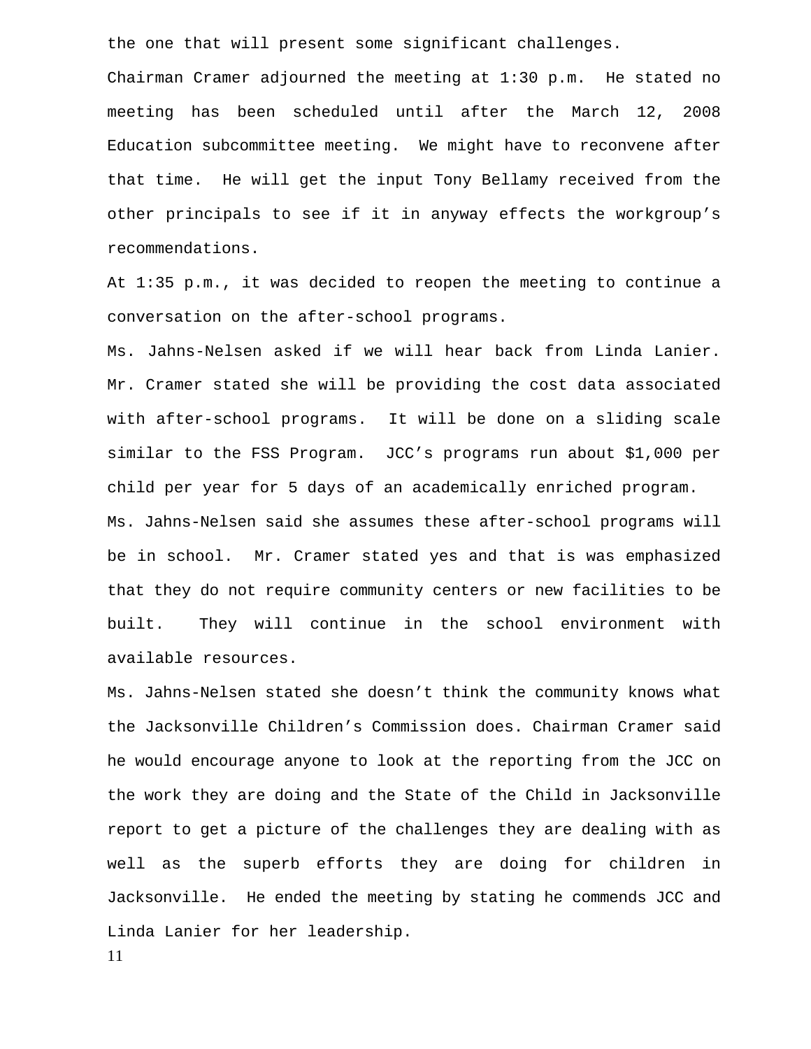the one that will present some significant challenges.

Chairman Cramer adjourned the meeting at 1:30 p.m. He stated no meeting has been scheduled until after the March 12, 2008 Education subcommittee meeting. We might have to reconvene after that time. He will get the input Tony Bellamy received from the other principals to see if it in anyway effects the workgroup's recommendations.

At 1:35 p.m., it was decided to reopen the meeting to continue a conversation on the after-school programs.

Ms. Jahns-Nelsen asked if we will hear back from Linda Lanier. Mr. Cramer stated she will be providing the cost data associated with after-school programs. It will be done on a sliding scale similar to the FSS Program. JCC's programs run about $1,000 per child per year for 5 days of an academically enriched program.

Ms. Jahns-Nelsen said she assumes these after-school programs will be in school. Mr. Cramer stated yes and that is was emphasized that they do not require community centers or new facilities to be built. They will continue in the school environment with available resources.

Ms. Jahns-Nelsen stated she doesn't think the community knows what the Jacksonville Children's Commission does. Chairman Cramer said he would encourage anyone to look at the reporting from the JCC on the work they are doing and the State of the Child in Jacksonville report to get a picture of the challenges they are dealing with as well as the superb efforts they are doing for children in Jacksonville. He ended the meeting by stating he commends JCC and Linda Lanier for her leadership.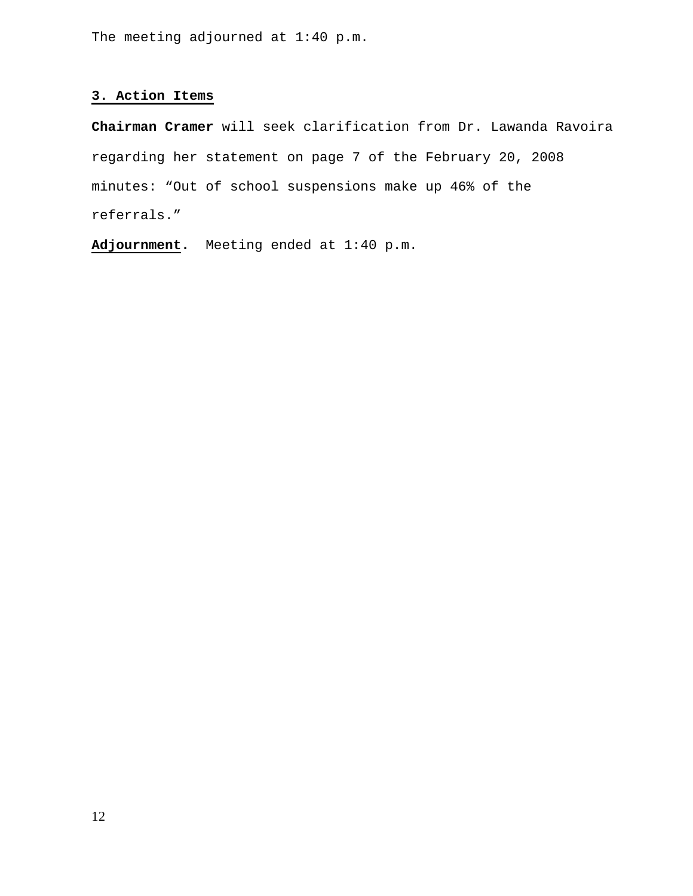The meeting adjourned at 1:40 p.m.

**3. Action Items**

**Chairman Cramer** will seek clarification from Dr. Lawanda Ravoira regarding her statement on page 7 of the February 20, 2008 minutes: “Out of school suspensions make up 46% of the referrals.”

**Adjournment.** Meeting ended at 1:40 p.m.